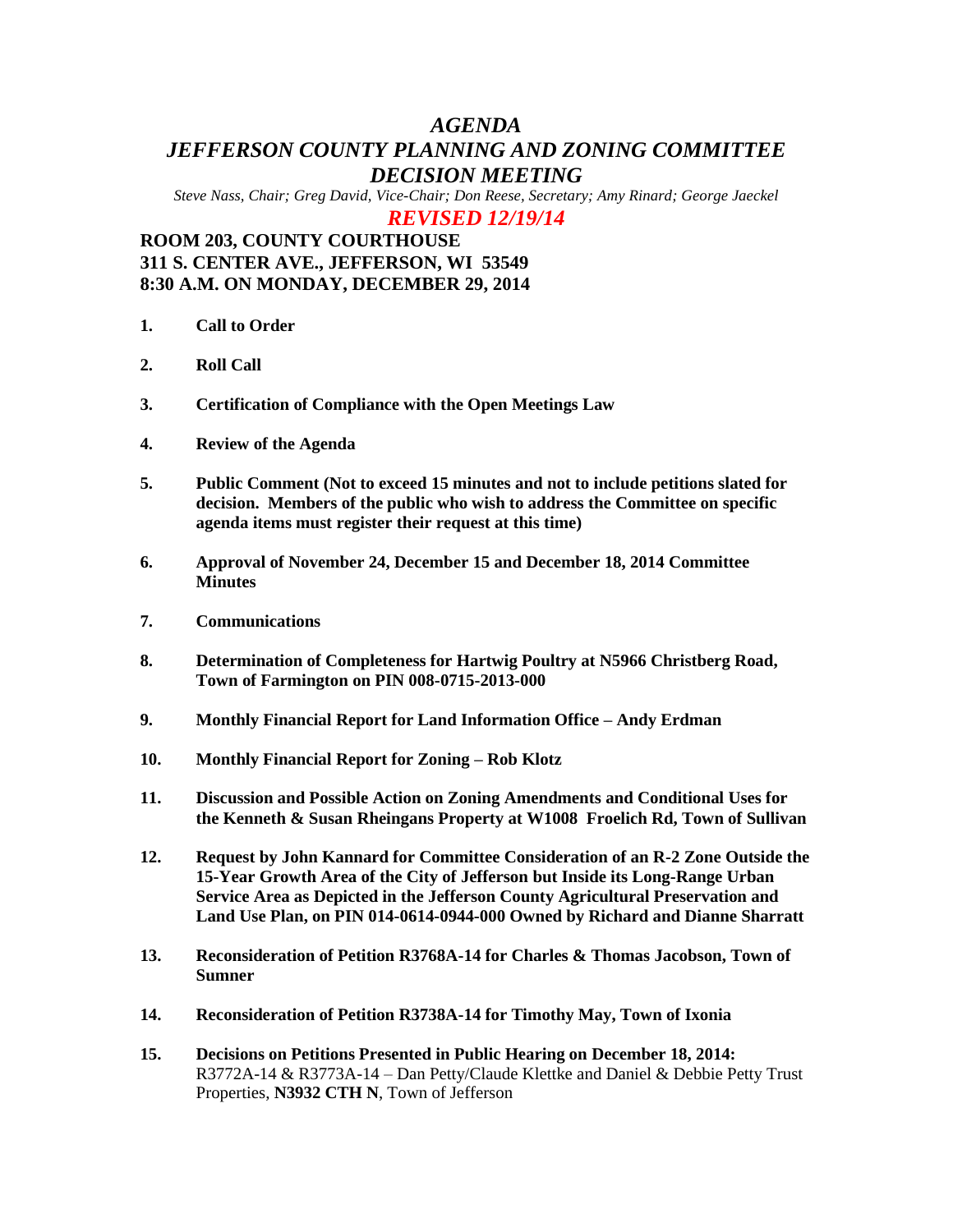# *AGENDA*
# *JEFFERSON COUNTY PLANNING AND ZONING COMMITTEE*
# *DECISION MEETING*

*Steve Nass, Chair; Greg David, Vice-Chair; Don Reese, Secretary; Amy Rinard; George Jaeckel*

***REVISED 12/19/14***

**ROOM 203, COUNTY COURTHOUSE**
**311 S. CENTER AVE., JEFFERSON, WI 53549**
**8:30 A.M. ON MONDAY, DECEMBER 29, 2014**

1. **Call to Order**

2. **Roll Call**

3. **Certification of Compliance with the Open Meetings Law**

4. **Review of the Agenda**

5. **Public Comment (Not to exceed 15 minutes and not to include petitions slated for decision. Members of the public who wish to address the Committee on specific agenda items must register their request at this time)**

6. **Approval of November 24, December 15 and December 18, 2014 Committee Minutes**

7. **Communications**

8. **Determination of Completeness for Hartwig Poultry at N5966 Christberg Road, Town of Farmington on PIN 008-0715-2013-000**

9. **Monthly Financial Report for Land Information Office – Andy Erdman**

10. **Monthly Financial Report for Zoning – Rob Klotz**

11. **Discussion and Possible Action on Zoning Amendments and Conditional Uses for the Kenneth & Susan Rheingans Property at W1008 Froelich Rd, Town of Sullivan**

12. **Request by John Kannard for Committee Consideration of an R-2 Zone Outside the 15-Year Growth Area of the City of Jefferson but Inside its Long-Range Urban Service Area as Depicted in the Jefferson County Agricultural Preservation and Land Use Plan, on PIN 014-0614-0944-000 Owned by Richard and Dianne Sharratt**

13. **Reconsideration of Petition R3768A-14 for Charles & Thomas Jacobson, Town of Sumner**

14. **Reconsideration of Petition R3738A-14 for Timothy May, Town of Ixonia**

15. **Decisions on Petitions Presented in Public Hearing on December 18, 2014:**
    R3772A-14 & R3773A-14 – Dan Petty/Claude Klettke and Daniel & Debbie Petty Trust Properties, **N3932 CTH N**, Town of Jefferson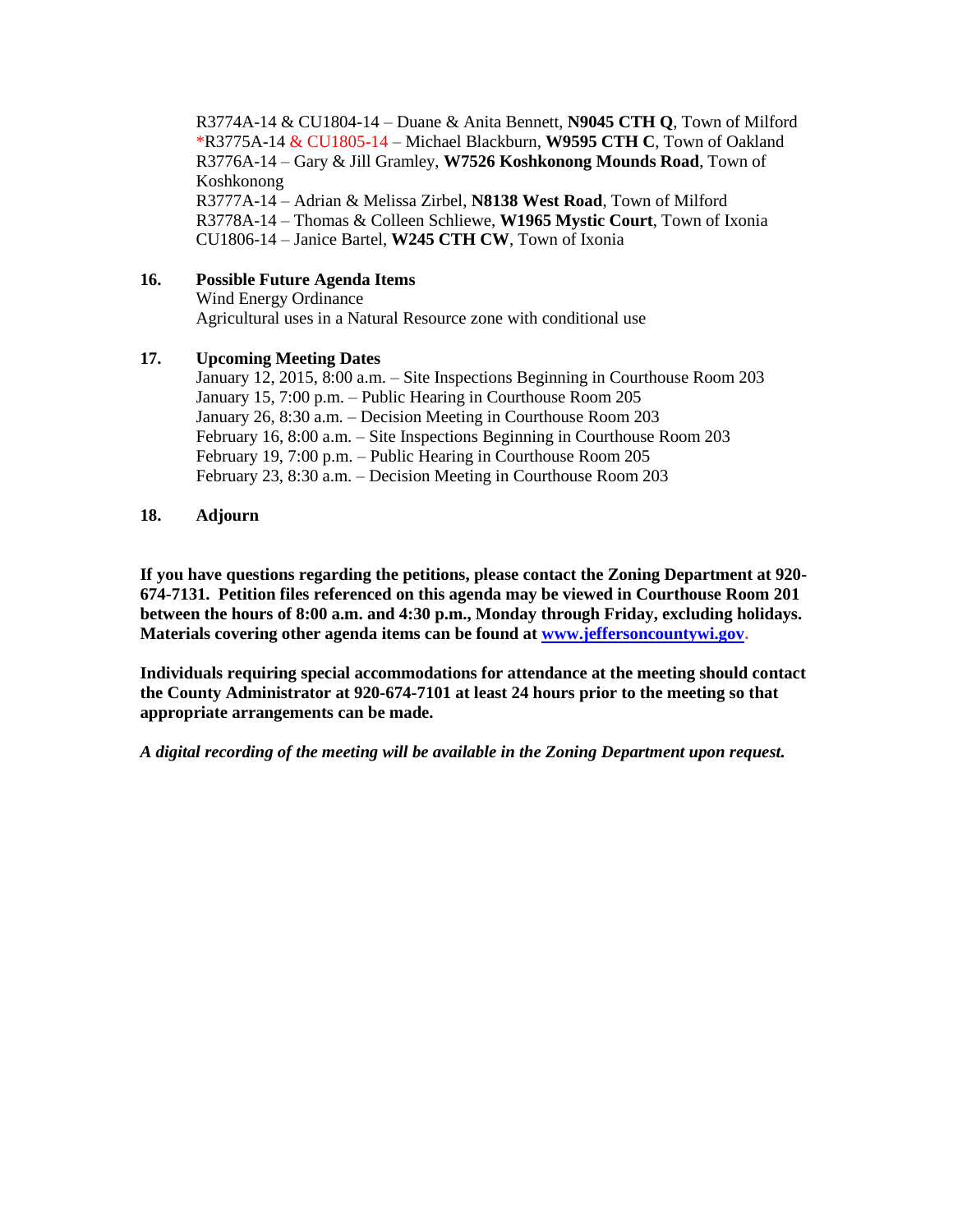R3774A-14 & CU1804-14 – Duane & Anita Bennett, **N9045 CTH Q**, Town of Milford
*R3775A-14 & CU1805-14 – Michael Blackburn, **W9595 CTH C**, Town of Oakland
R3776A-14 – Gary & Jill Gramley, **W7526 Koshkonong Mounds Road**, Town of Koshkonong
R3777A-14 – Adrian & Melissa Zirbel, **N8138 West Road**, Town of Milford
R3778A-14 – Thomas & Colleen Schliewe, **W1965 Mystic Court**, Town of Ixonia
CU1806-14 – Janice Bartel, **W245 CTH CW**, Town of Ixonia

**16. Possible Future Agenda Items**

Wind Energy Ordinance
Agricultural uses in a Natural Resource zone with conditional use

**17. Upcoming Meeting Dates**

January 12, 2015, 8:00 a.m. – Site Inspections Beginning in Courthouse Room 203
January 15, 7:00 p.m. – Public Hearing in Courthouse Room 205
January 26, 8:30 a.m. – Decision Meeting in Courthouse Room 203
February 16, 8:00 a.m. – Site Inspections Beginning in Courthouse Room 203
February 19, 7:00 p.m. – Public Hearing in Courthouse Room 205
February 23, 8:30 a.m. – Decision Meeting in Courthouse Room 203

**18. Adjourn**

**If you have questions regarding the petitions, please contact the Zoning Department at 920-674-7131. Petition files referenced on this agenda may be viewed in Courthouse Room 201 between the hours of 8:00 a.m. and 4:30 p.m., Monday through Friday, excluding holidays. Materials covering other agenda items can be found at [www.jeffersoncountywi.gov](http://www.jeffersoncountywi.gov).**

**Individuals requiring special accommodations for attendance at the meeting should contact the County Administrator at 920-674-7101 at least 24 hours prior to the meeting so that appropriate arrangements can be made.**

***A digital recording of the meeting will be available in the Zoning Department upon request.***